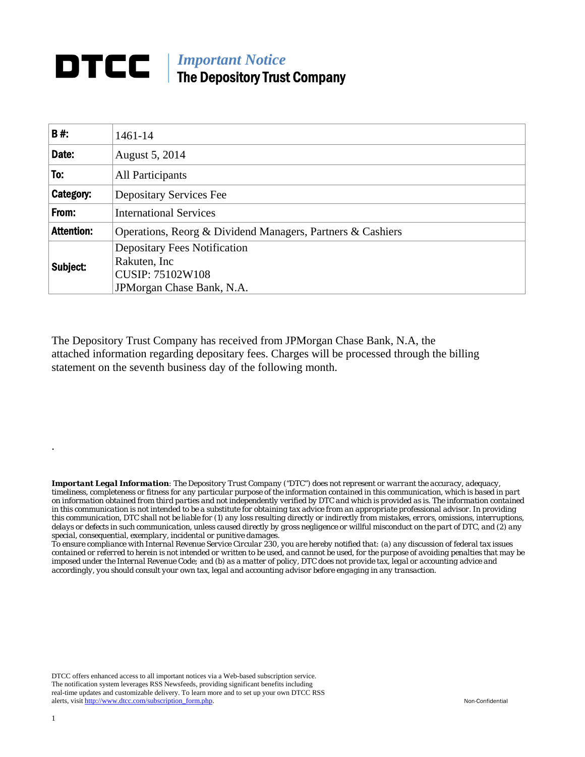# DTCC

***Important Notice***
**The Depository Trust Company**

| **B #:** | 1461-14 |
|---|---|
| **Date:** | August 5, 2014 |
| **To:** | All Participants |
| **Category:** | Depositary Services Fee |
| **From:** | International Services |
| **Attention:** | Operations, Reorg & Dividend Managers, Partners & Cashiers |
| **Subject:** | Depositary Fees Notification<br>Rakuten, Inc<br>CUSIP: 75102W108<br>JPMorgan Chase Bank, N.A. |

The Depository Trust Company has received from JPMorgan Chase Bank, N.A, the attached information regarding depositary fees. Charges will be processed through the billing statement on the seventh business day of the following month.

.

***Important Legal Information****: The Depository Trust Company ("DTC") does not represent or warrant the accuracy, adequacy, timeliness, completeness or fitness for any particular purpose of the information contained in this communication, which is based in part on information obtained from third parties and not independently verified by DTC and which is provided as is. The information contained in this communication is not intended to be a substitute for obtaining tax advice from an appropriate professional advisor. In providing this communication, DTC shall not be liable for (1) any loss resulting directly or indirectly from mistakes, errors, omissions, interruptions, delays or defects in such communication, unless caused directly by gross negligence or willful misconduct on the part of DTC, and (2) any special, consequential, exemplary, incidental or punitive damages.*

*To ensure compliance with Internal Revenue Service Circular 230, you are hereby notified that: (a) any discussion of federal tax issues contained or referred to herein is not intended or written to be used, and cannot be used, for the purpose of avoiding penalties that may be imposed under the Internal Revenue Code; and (b) as a matter of policy, DTC does not provide tax, legal or accounting advice and accordingly, you should consult your own tax, legal and accounting advisor before engaging in any transaction.*

DTCC offers enhanced access to all important notices via a Web-based subscription service. The notification system leverages RSS Newsfeeds, providing significant benefits including real-time updates and customizable delivery. To learn more and to set up your own DTCC RSS alerts, visit http://www.dtcc.com/subscription_form.php.

Non-Confidential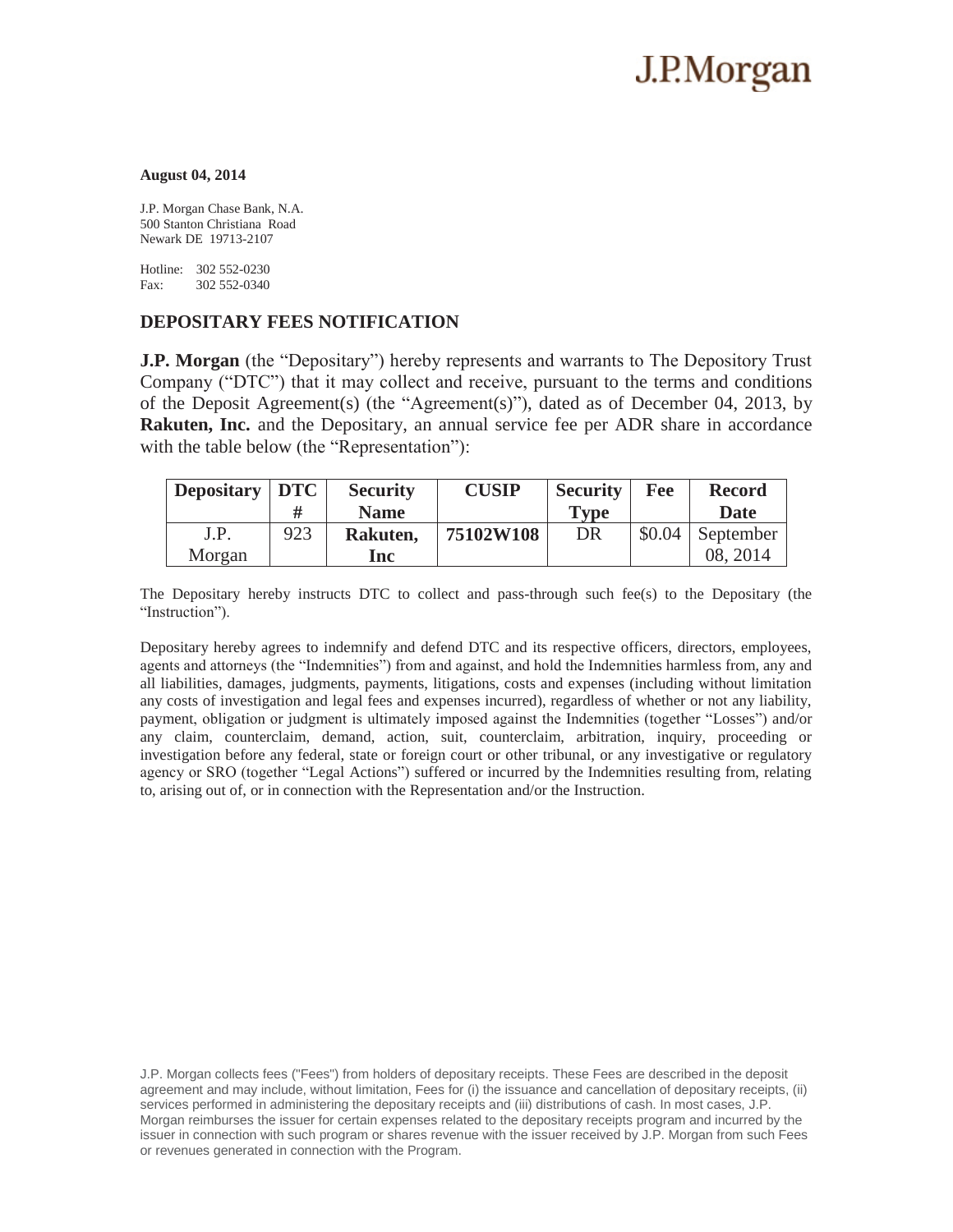**August 04, 2014**

J.P. Morgan Chase Bank, N.A.
500 Stanton Christiana Road
Newark DE 19713-2107

Hotline: 302 552-0230
Fax: 302 552-0340

## DEPOSITARY FEES NOTIFICATION

**J.P. Morgan** (the "Depositary") hereby represents and warrants to The Depository Trust Company ("DTC") that it may collect and receive, pursuant to the terms and conditions of the Deposit Agreement(s) (the "Agreement(s)"), dated as of December 04, 2013, by **Rakuten, Inc.** and the Depositary, an annual service fee per ADR share in accordance with the table below (the "Representation"):

| Depositary | DTC # | Security Name | CUSIP | Security Type | Fee | Record Date |
|---|---|---|---|---|---|---|
| J.P. Morgan | 923 | **Rakuten, Inc** | **75102W108** | DR | $0.04 | September 08, 2014 |

The Depositary hereby instructs DTC to collect and pass-through such fee(s) to the Depositary (the "Instruction").

Depositary hereby agrees to indemnify and defend DTC and its respective officers, directors, employees, agents and attorneys (the "Indemnities") from and against, and hold the Indemnities harmless from, any and all liabilities, damages, judgments, payments, litigations, costs and expenses (including without limitation any costs of investigation and legal fees and expenses incurred), regardless of whether or not any liability, payment, obligation or judgment is ultimately imposed against the Indemnities (together "Losses") and/or any claim, counterclaim, demand, action, suit, counterclaim, arbitration, inquiry, proceeding or investigation before any federal, state or foreign court or other tribunal, or any investigative or regulatory agency or SRO (together "Legal Actions") suffered or incurred by the Indemnities resulting from, relating to, arising out of, or in connection with the Representation and/or the Instruction.

J.P. Morgan collects fees ("Fees") from holders of depositary receipts. These Fees are described in the deposit agreement and may include, without limitation, Fees for (i) the issuance and cancellation of depositary receipts, (ii) services performed in administering the depositary receipts and (iii) distributions of cash. In most cases, J.P. Morgan reimburses the issuer for certain expenses related to the depositary receipts program and incurred by the issuer in connection with such program or shares revenue with the issuer received by J.P. Morgan from such Fees or revenues generated in connection with the Program.